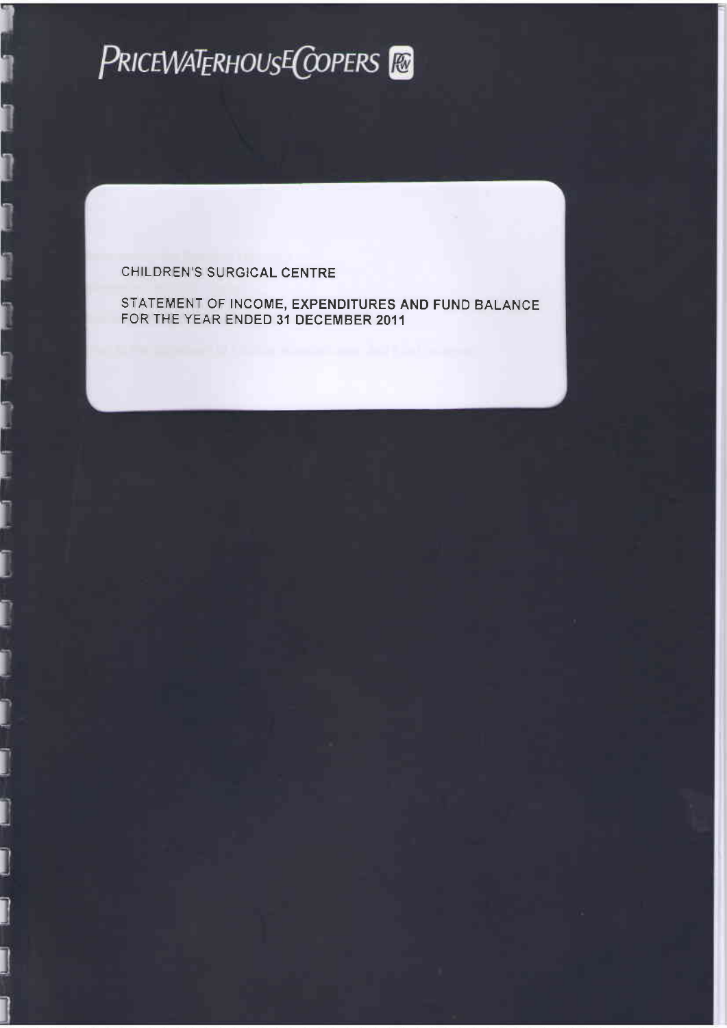PRICEWATERHOUSECOOPERS

CHILDREN'S SURGICAL CENTRE

STATEMENT OF INCOME, EXPENDITURES AND FUND BALANCE
FOR THE YEAR ENDED 31 DECEMBER 2011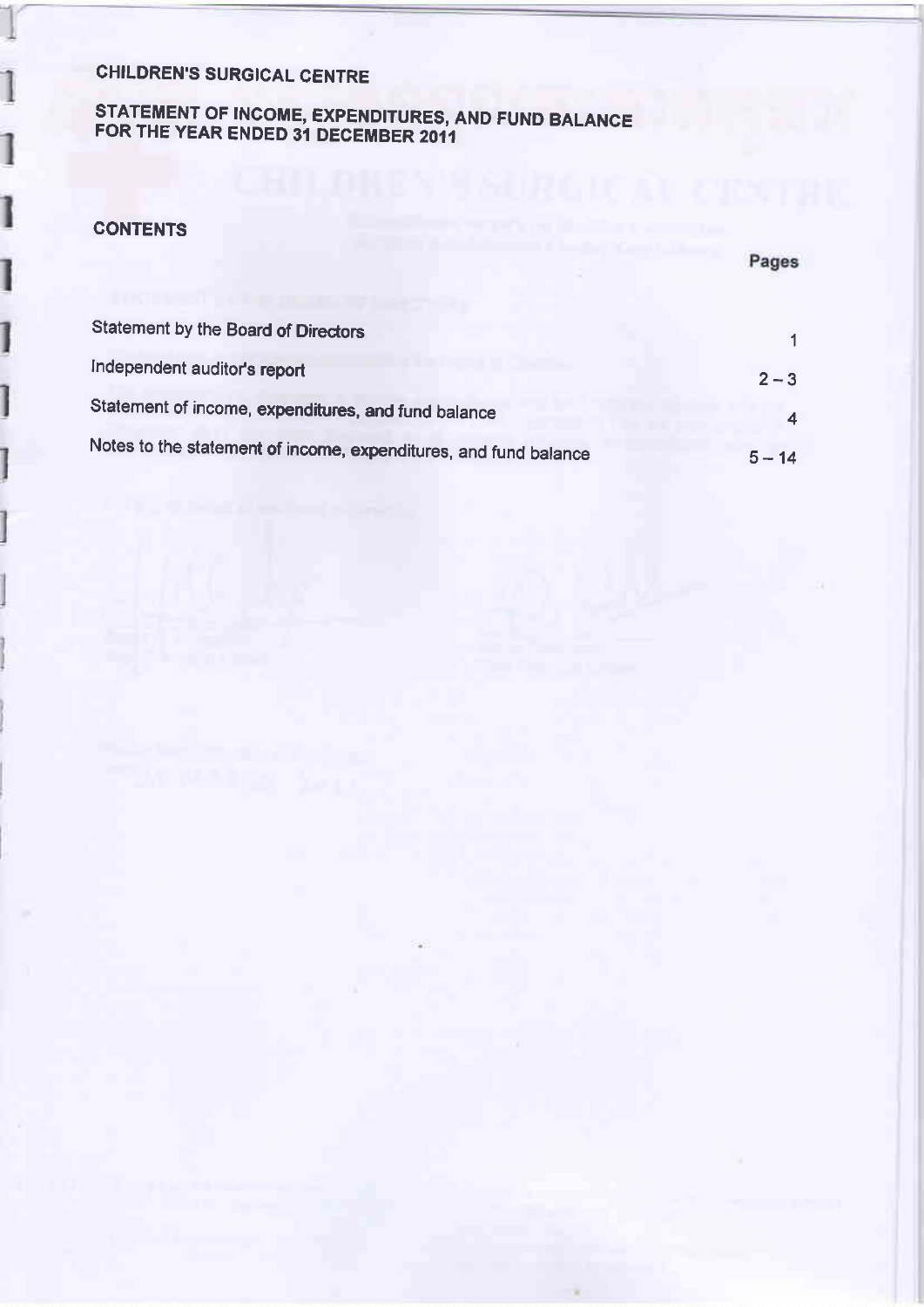# CHILDREN'S SURGICAL CENTRE

## STATEMENT OF INCOME, EXPENDITURES, AND FUND BALANCE FOR THE YEAR ENDED 31 DECEMBER 2011

### CONTENTS

| | Pages |
|---|---|
| Statement by the Board of Directors | 1 |
| Independent auditor's report | 2 – 3 |
| Statement of income, expenditures, and fund balance | 4 |
| Notes to the statement of income, expenditures, and fund balance | 5 – 14 |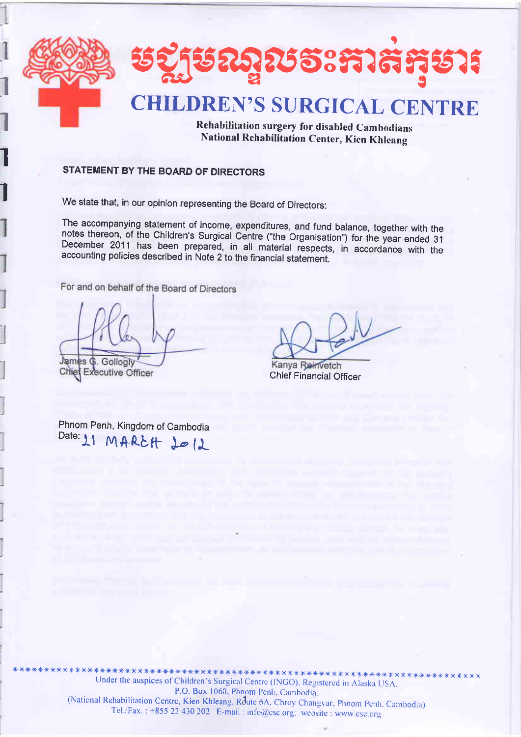# មជ្ឈមណ្ឌលវះកាត់កុមារ

# CHILDREN'S SURGICAL CENTRE

**Rehabilitation surgery for disabled Cambodians**
**National Rehabilitation Center, Kien Khleang**

## STATEMENT BY THE BOARD OF DIRECTORS

We state that, in our opinion representing the Board of Directors:

The accompanying statement of income, expenditures, and fund balance, together with the notes thereon, of the Children's Surgical Centre ("the Organisation") for the year ended 31 December 2011 has been prepared, in all material respects, in accordance with the accounting policies described in Note 2 to the financial statement.

For and on behalf of the Board of Directors

James G. Gollogly
Chief Executive Officer

Kanya Reinvetch
Chief Financial Officer

Phnom Penh, Kingdom of Cambodia
Date: 21 MARCH 2012

Under the auspices of Children's Surgical Centre (INGO), Registered in Alaska USA.
P.O. Box 1060, Phnom Penh, Cambodia.
(National Rehabilitation Centre, Kien Khleang, Route 6A, Chroy Changvar, Phnom Penh, Cambodia)
Tel./Fax.: +855 23 430 202 E-mail: info@csc.org; website: www.csc.org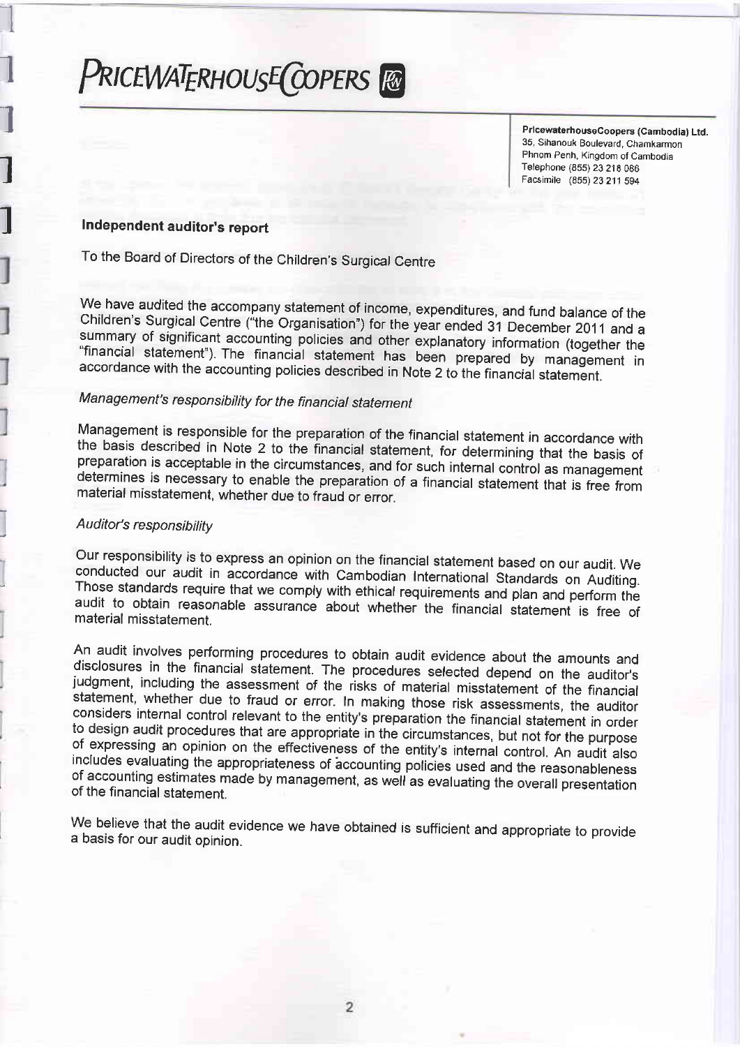# PRICEWATERHOUSECOOPERS

**PricewaterhouseCoopers (Cambodia) Ltd.**
35, Sihanouk Boulevard, Chamkarmon
Phnom Penh, Kingdom of Cambodia
Telephone (855) 23 218 086
Facsimile (855) 23 211 594

## Independent auditor's report

To the Board of Directors of the Children's Surgical Centre

We have audited the accompany statement of income, expenditures, and fund balance of the Children's Surgical Centre ("the Organisation") for the year ended 31 December 2011 and a summary of significant accounting policies and other explanatory information (together the "financial statement"). The financial statement has been prepared by management in accordance with the accounting policies described in Note 2 to the financial statement.

### *Management's responsibility for the financial statement*

Management is responsible for the preparation of the financial statement in accordance with the basis described in Note 2 to the financial statement, for determining that the basis of preparation is acceptable in the circumstances, and for such internal control as management determines is necessary to enable the preparation of a financial statement that is free from material misstatement, whether due to fraud or error.

### *Auditor's responsibility*

Our responsibility is to express an opinion on the financial statement based on our audit. We conducted our audit in accordance with Cambodian International Standards on Auditing. Those standards require that we comply with ethical requirements and plan and perform the audit to obtain reasonable assurance about whether the financial statement is free of material misstatement.

An audit involves performing procedures to obtain audit evidence about the amounts and disclosures in the financial statement. The procedures selected depend on the auditor's judgment, including the assessment of the risks of material misstatement of the financial statement, whether due to fraud or error. In making those risk assessments, the auditor considers internal control relevant to the entity's preparation the financial statement in order to design audit procedures that are appropriate in the circumstances, but not for the purpose of expressing an opinion on the effectiveness of the entity's internal control. An audit also includes evaluating the appropriateness of accounting policies used and the reasonableness of accounting estimates made by management, as well as evaluating the overall presentation of the financial statement.

We believe that the audit evidence we have obtained is sufficient and appropriate to provide a basis for our audit opinion.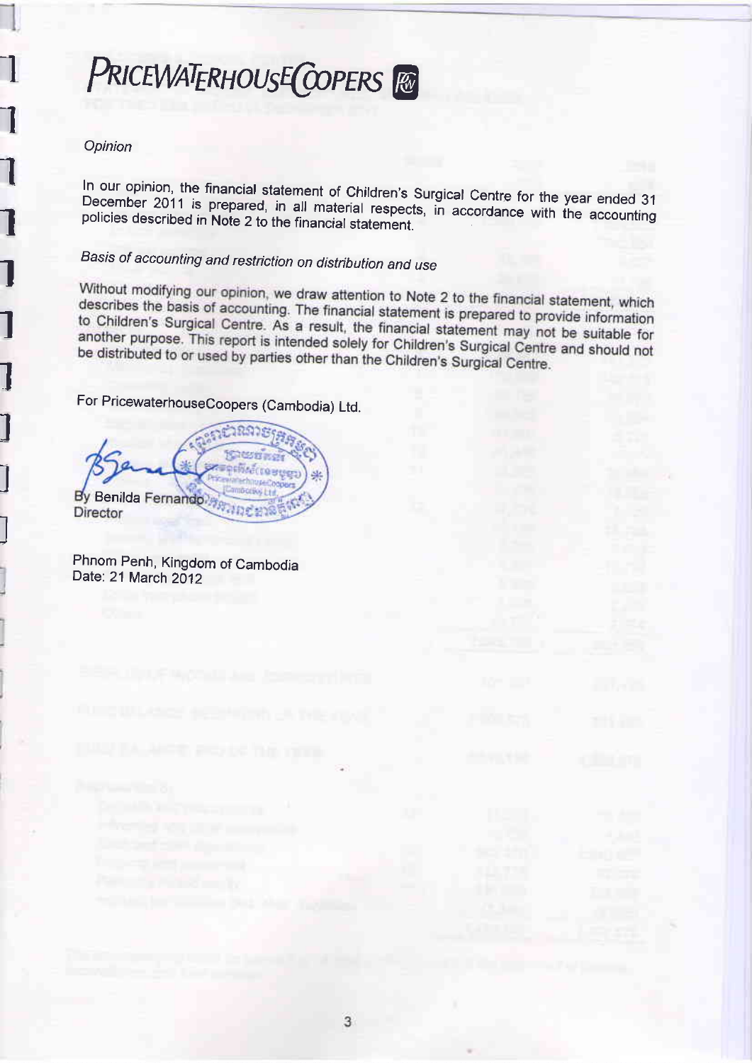# PRICEWATERHOUSECOOPERS

*Opinion*

In our opinion, the financial statement of Children's Surgical Centre for the year ended 31 December 2011 is prepared, in all material respects, in accordance with the accounting policies described in Note 2 to the financial statement.

*Basis of accounting and restriction on distribution and use*

Without modifying our opinion, we draw attention to Note 2 to the financial statement, which describes the basis of accounting. The financial statement is prepared to provide information to Children's Surgical Centre. As a result, the financial statement may not be suitable for another purpose. This report is intended solely for Children's Surgical Centre and should not be distributed to or used by parties other than the Children's Surgical Centre.

For PricewaterhouseCoopers (Cambodia) Ltd.

By Benilda Fernando
Director

Phnom Penh, Kingdom of Cambodia
Date: 21 March 2012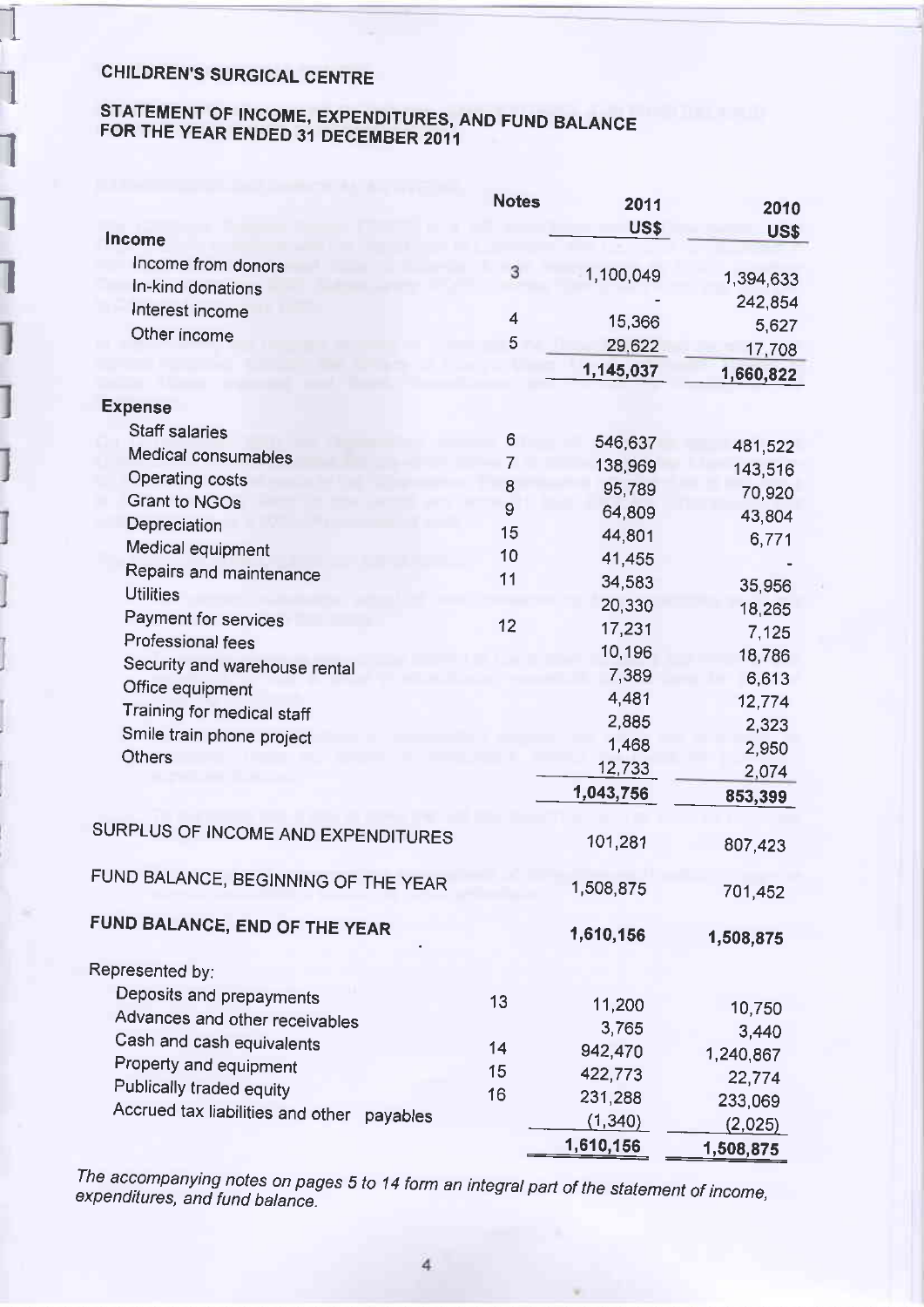# CHILDREN'S SURGICAL CENTRE

## STATEMENT OF INCOME, EXPENDITURES, AND FUND BALANCE FOR THE YEAR ENDED 31 DECEMBER 2011

| | Notes | 2011 US$ | 2010 US$ |
|---|---|---|---|
| **Income** | | | |
| Income from donors | 3 | 1,100,049 | 1,394,633 |
| In-kind donations | | - | 242,854 |
| Interest income | 4 | 15,366 | 5,627 |
| Other income | 5 | 29,622 | 17,708 |
| | | **1,145,037** | **1,660,822** |
| **Expense** | | | |
| Staff salaries | 6 | 546,637 | 481,522 |
| Medical consumables | 7 | 138,969 | 143,516 |
| Operating costs | 8 | 95,789 | 70,920 |
| Grant to NGOs | 9 | 64,809 | 43,804 |
| Depreciation | 15 | 44,801 | 6,771 |
| Medical equipment | 10 | 41,455 | - |
| Repairs and maintenance | 11 | 34,583 | 35,956 |
| Utilities | | 20,330 | 18,265 |
| Payment for services | 12 | 17,231 | 7,125 |
| Professional fees | | 10,196 | 18,786 |
| Security and warehouse rental | | 7,389 | 6,613 |
| Office equipment | | 4,481 | 12,774 |
| Training for medical staff | | 2,885 | 2,323 |
| Smile train phone project | | 1,468 | 2,950 |
| Others | | 12,733 | 2,074 |
| | | **1,043,756** | **853,399** |
| SURPLUS OF INCOME AND EXPENDITURES | | 101,281 | 807,423 |
| FUND BALANCE, BEGINNING OF THE YEAR | | 1,508,875 | 701,452 |
| **FUND BALANCE, END OF THE YEAR** | | **1,610,156** | **1,508,875** |
| Represented by: | | | |
| Deposits and prepayments | 13 | 11,200 | 10,750 |
| Advances and other receivables | | 3,765 | 3,440 |
| Cash and cash equivalents | 14 | 942,470 | 1,240,867 |
| Property and equipment | 15 | 422,773 | 22,774 |
| Publically traded equity | 16 | 231,288 | 233,069 |
| Accrued tax liabilities and other payables | | (1,340) | (2,025) |
| | | **1,610,156** | **1,508,875** |

*The accompanying notes on pages 5 to 14 form an integral part of the statement of income, expenditures, and fund balance.*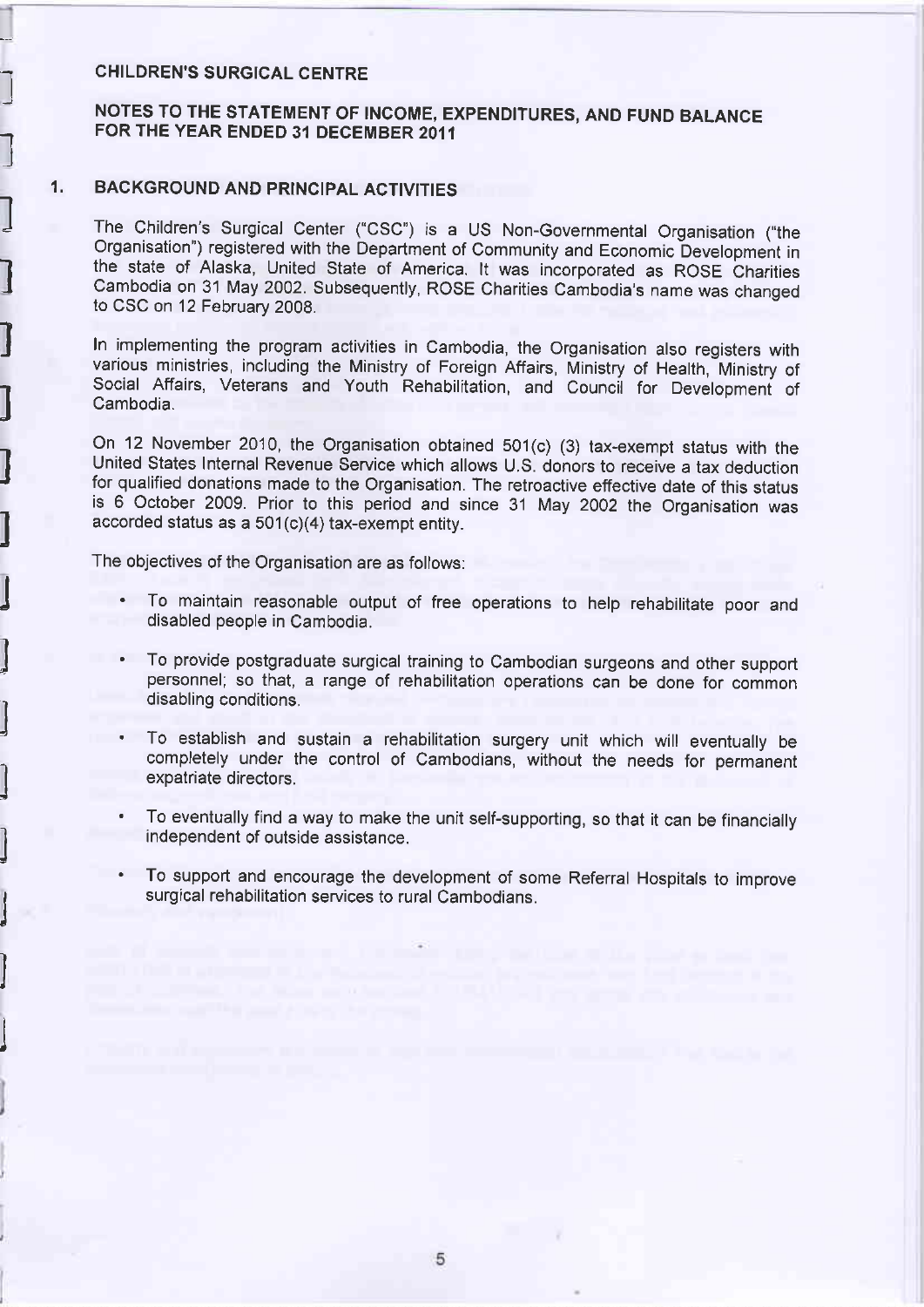## CHILDREN'S SURGICAL CENTRE

## NOTES TO THE STATEMENT OF INCOME, EXPENDITURES, AND FUND BALANCE FOR THE YEAR ENDED 31 DECEMBER 2011

### 1. BACKGROUND AND PRINCIPAL ACTIVITIES

The Children's Surgical Center ("CSC") is a US Non-Governmental Organisation ("the Organisation") registered with the Department of Community and Economic Development in the state of Alaska, United State of America. It was incorporated as ROSE Charities Cambodia on 31 May 2002. Subsequently, ROSE Charities Cambodia's name was changed to CSC on 12 February 2008.

In implementing the program activities in Cambodia, the Organisation also registers with various ministries, including the Ministry of Foreign Affairs, Ministry of Health, Ministry of Social Affairs, Veterans and Youth Rehabilitation, and Council for Development of Cambodia.

On 12 November 2010, the Organisation obtained 501(c) (3) tax-exempt status with the United States Internal Revenue Service which allows U.S. donors to receive a tax deduction for qualified donations made to the Organisation. The retroactive effective date of this status is 6 October 2009. Prior to this period and since 31 May 2002 the Organisation was accorded status as a 501(c)(4) tax-exempt entity.

The objectives of the Organisation are as follows:

- To maintain reasonable output of free operations to help rehabilitate poor and disabled people in Cambodia.
- To provide postgraduate surgical training to Cambodian surgeons and other support personnel; so that, a range of rehabilitation operations can be done for common disabling conditions.
- To establish and sustain a rehabilitation surgery unit which will eventually be completely under the control of Cambodians, without the needs for permanent expatriate directors.
- To eventually find a way to make the unit self-supporting, so that it can be financially independent of outside assistance.
- To support and encourage the development of some Referral Hospitals to improve surgical rehabilitation services to rural Cambodians.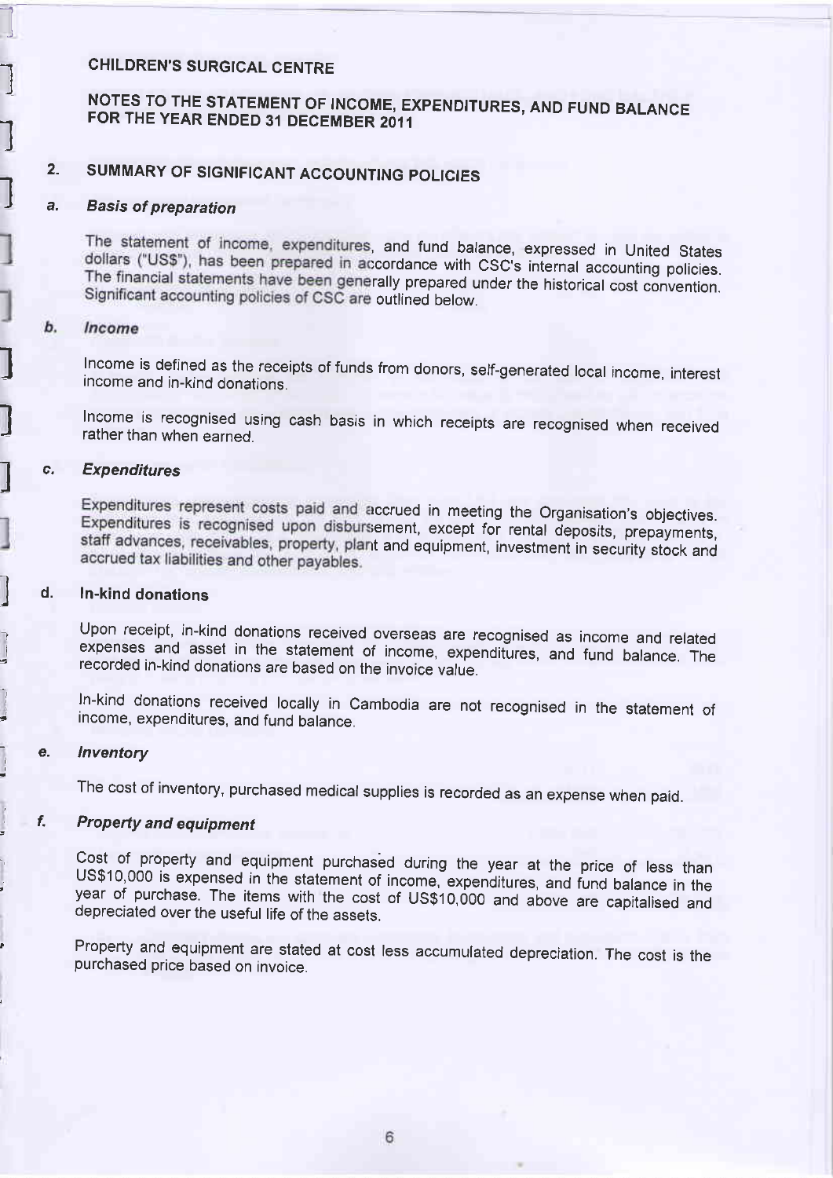# CHILDREN'S SURGICAL CENTRE

## NOTES TO THE STATEMENT OF INCOME, EXPENDITURES, AND FUND BALANCE FOR THE YEAR ENDED 31 DECEMBER 2011

## 2. SUMMARY OF SIGNIFICANT ACCOUNTING POLICIES

### a. *Basis of preparation*

The statement of income, expenditures, and fund balance, expressed in United States dollars ("US$"), has been prepared in accordance with CSC's internal accounting policies. The financial statements have been generally prepared under the historical cost convention. Significant accounting policies of CSC are outlined below.

### b. *Income*

Income is defined as the receipts of funds from donors, self-generated local income, interest income and in-kind donations.

Income is recognised using cash basis in which receipts are recognised when received rather than when earned.

### c. *Expenditures*

Expenditures represent costs paid and accrued in meeting the Organisation's objectives. Expenditures is recognised upon disbursement, except for rental deposits, prepayments, staff advances, receivables, property, plant and equipment, investment in security stock and accrued tax liabilities and other payables.

### d. In-kind donations

Upon receipt, in-kind donations received overseas are recognised as income and related expenses and asset in the statement of income, expenditures, and fund balance. The recorded in-kind donations are based on the invoice value.

In-kind donations received locally in Cambodia are not recognised in the statement of income, expenditures, and fund balance.

### e. *Inventory*

The cost of inventory, purchased medical supplies is recorded as an expense when paid.

### f. *Property and equipment*

Cost of property and equipment purchased during the year at the price of less than US$10,000 is expensed in the statement of income, expenditures, and fund balance in the year of purchase. The items with the cost of US$10,000 and above are capitalised and depreciated over the useful life of the assets.

Property and equipment are stated at cost less accumulated depreciation. The cost is the purchased price based on invoice.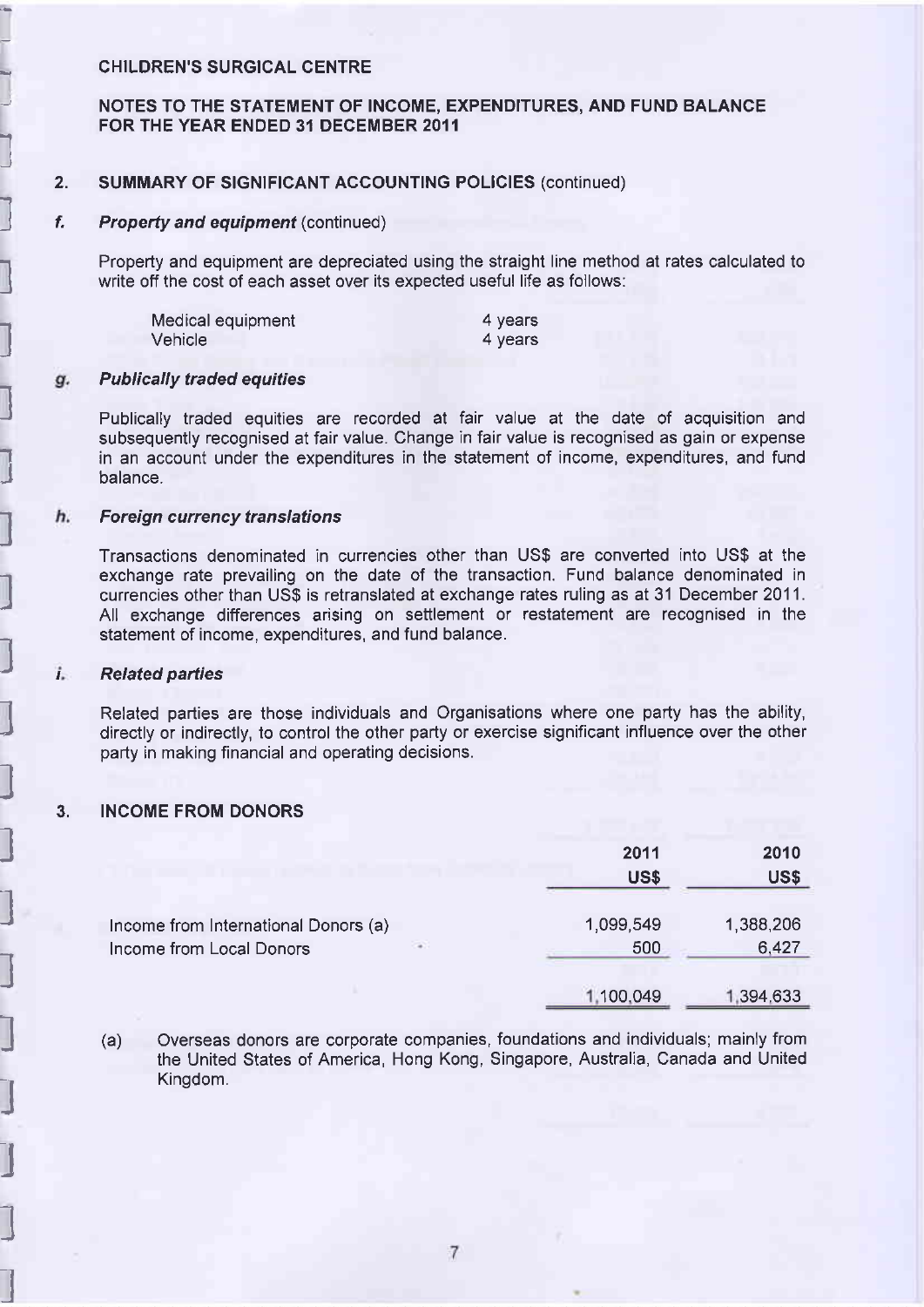CHILDREN'S SURGICAL CENTRE

NOTES TO THE STATEMENT OF INCOME, EXPENDITURES, AND FUND BALANCE FOR THE YEAR ENDED 31 DECEMBER 2011

## 2. SUMMARY OF SIGNIFICANT ACCOUNTING POLICIES (continued)

### *f. Property and equipment* (continued)

Property and equipment are depreciated using the straight line method at rates calculated to write off the cost of each asset over its expected useful life as follows:

| | |
|---|---|
| Medical equipment | 4 years |
| Vehicle | 4 years |

### *g. Publically traded equities*

Publically traded equities are recorded at fair value at the date of acquisition and subsequently recognised at fair value. Change in fair value is recognised as gain or expense in an account under the expenditures in the statement of income, expenditures, and fund balance.

### *h. Foreign currency translations*

Transactions denominated in currencies other than US$ are converted into US$ at the exchange rate prevailing on the date of the transaction. Fund balance denominated in currencies other than US$ is retranslated at exchange rates ruling as at 31 December 2011. All exchange differences arising on settlement or restatement are recognised in the statement of income, expenditures, and fund balance.

### *i. Related parties*

Related parties are those individuals and Organisations where one party has the ability, directly or indirectly, to control the other party or exercise significant influence over the other party in making financial and operating decisions.

## 3. INCOME FROM DONORS

| | 2011 US$ | 2010 US$ |
|---|---|---|
| Income from International Donors (a) | 1,099,549 | 1,388,206 |
| Income from Local Donors | 500 | 6,427 |
| | 1,100,049 | 1,394,633 |

(a) Overseas donors are corporate companies, foundations and individuals; mainly from the United States of America, Hong Kong, Singapore, Australia, Canada and United Kingdom.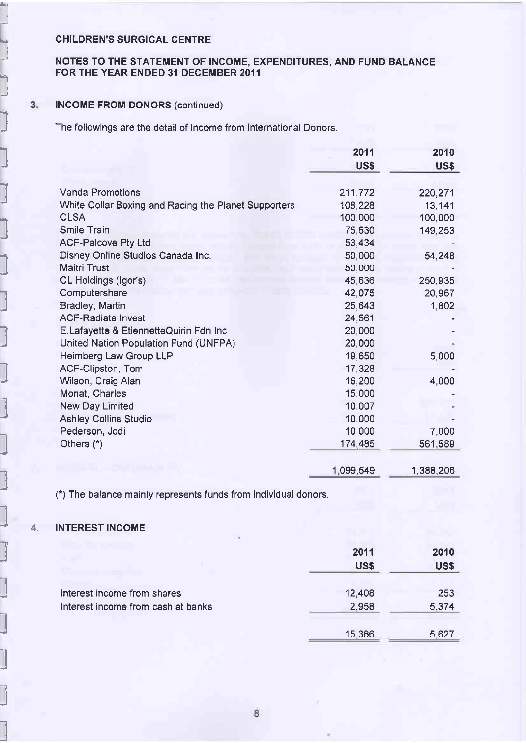# CHILDREN'S SURGICAL CENTRE

## NOTES TO THE STATEMENT OF INCOME, EXPENDITURES, AND FUND BALANCE FOR THE YEAR ENDED 31 DECEMBER 2011

### 3. INCOME FROM DONORS (continued)

The followings are the detail of Income from International Donors.

| | 2011 US$ | 2010 US$ |
|---|---|---|
| Vanda Promotions | 211,772 | 220,271 |
| White Collar Boxing and Racing the Planet Supporters | 108,228 | 13,141 |
| CLSA | 100,000 | 100,000 |
| Smile Train | 75,530 | 149,253 |
| ACF-Palcove Pty Ltd | 53,434 | - |
| Disney Online Studios Canada Inc. | 50,000 | 54,248 |
| Maitri Trust | 50,000 | - |
| CL Holdings (Igor's) | 45,636 | 250,935 |
| Computershare | 42,075 | 20,967 |
| Bradley, Martin | 25,643 | 1,802 |
| ACF-Radiata Invest | 24,561 | - |
| E.Lafayette & EtiennetteQuirin Fdn Inc | 20,000 | - |
| United Nation Population Fund (UNFPA) | 20,000 | - |
| Heimberg Law Group LLP | 19,650 | 5,000 |
| ACF-Clipston, Tom | 17,328 | - |
| Wilson, Craig Alan | 16,200 | 4,000 |
| Monat, Charles | 15,000 | - |
| New Day Limited | 10,007 | - |
| Ashley Collins Studio | 10,000 | - |
| Pederson, Jodi | 10,000 | 7,000 |
| Others (*) | 174,485 | 561,589 |
| | 1,099,549 | 1,388,206 |

(*) The balance mainly represents funds from individual donors.

### 4. INTEREST INCOME

| | 2011 US$ | 2010 US$ |
|---|---|---|
| Interest income from shares | 12,408 | 253 |
| Interest income from cash at banks | 2,958 | 5,374 |
| | 15,366 | 5,627 |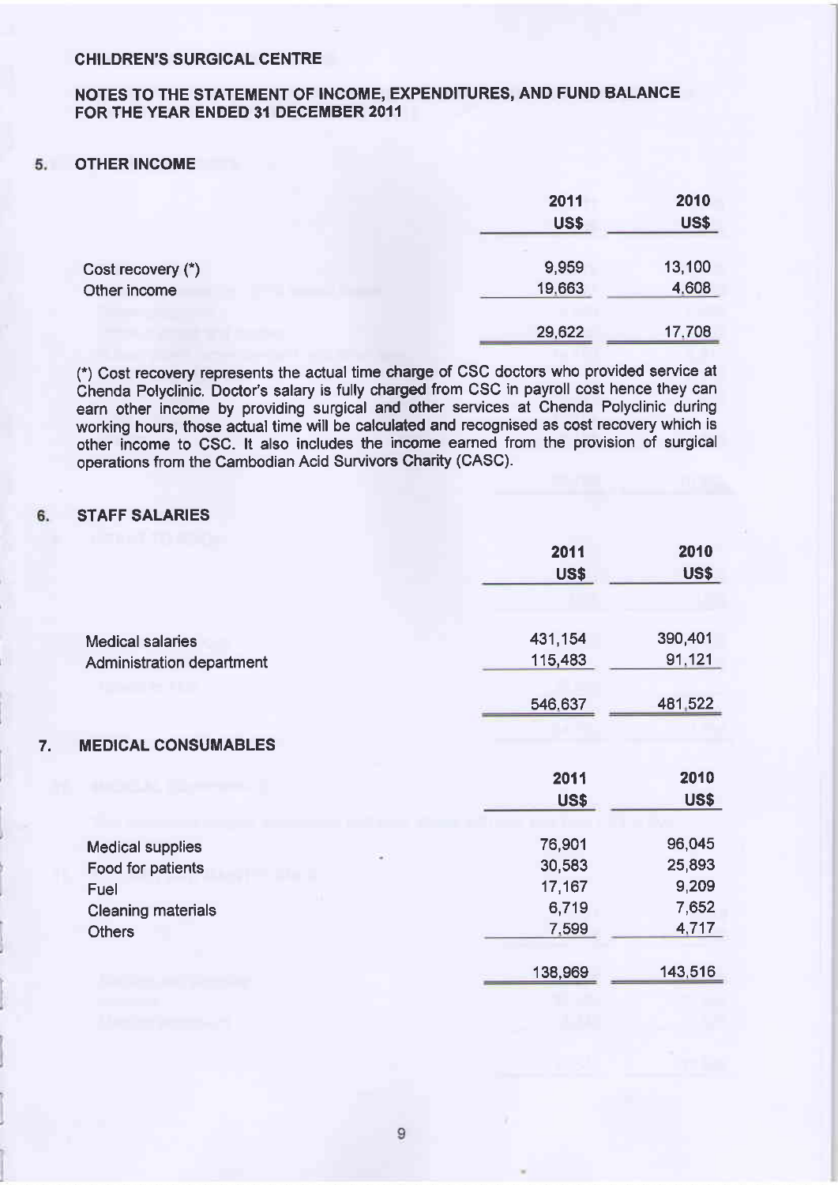CHILDREN'S SURGICAL CENTRE

NOTES TO THE STATEMENT OF INCOME, EXPENDITURES, AND FUND BALANCE FOR THE YEAR ENDED 31 DECEMBER 2011

## 5. OTHER INCOME

| | 2011 US$ | 2010 US$ |
|---|---|---|
| Cost recovery (*) | 9,959 | 13,100 |
| Other income | 19,663 | 4,608 |
| | 29,622 | 17,708 |

(*) Cost recovery represents the actual time charge of CSC doctors who provided service at Chenda Polyclinic. Doctor's salary is fully charged from CSC in payroll cost hence they can earn other income by providing surgical and other services at Chenda Polyclinic during working hours, those actual time will be calculated and recognised as cost recovery which is other income to CSC. It also includes the income earned from the provision of surgical operations from the Cambodian Acid Survivors Charity (CASC).

## 6. STAFF SALARIES

| | 2011 US$ | 2010 US$ |
|---|---|---|
| Medical salaries | 431,154 | 390,401 |
| Administration department | 115,483 | 91,121 |
| | 546,637 | 481,522 |

## 7. MEDICAL CONSUMABLES

| | 2011 US$ | 2010 US$ |
|---|---|---|
| Medical supplies | 76,901 | 96,045 |
| Food for patients | 30,583 | 25,893 |
| Fuel | 17,167 | 9,209 |
| Cleaning materials | 6,719 | 7,652 |
| Others | 7,599 | 4,717 |
| | 138,969 | 143,516 |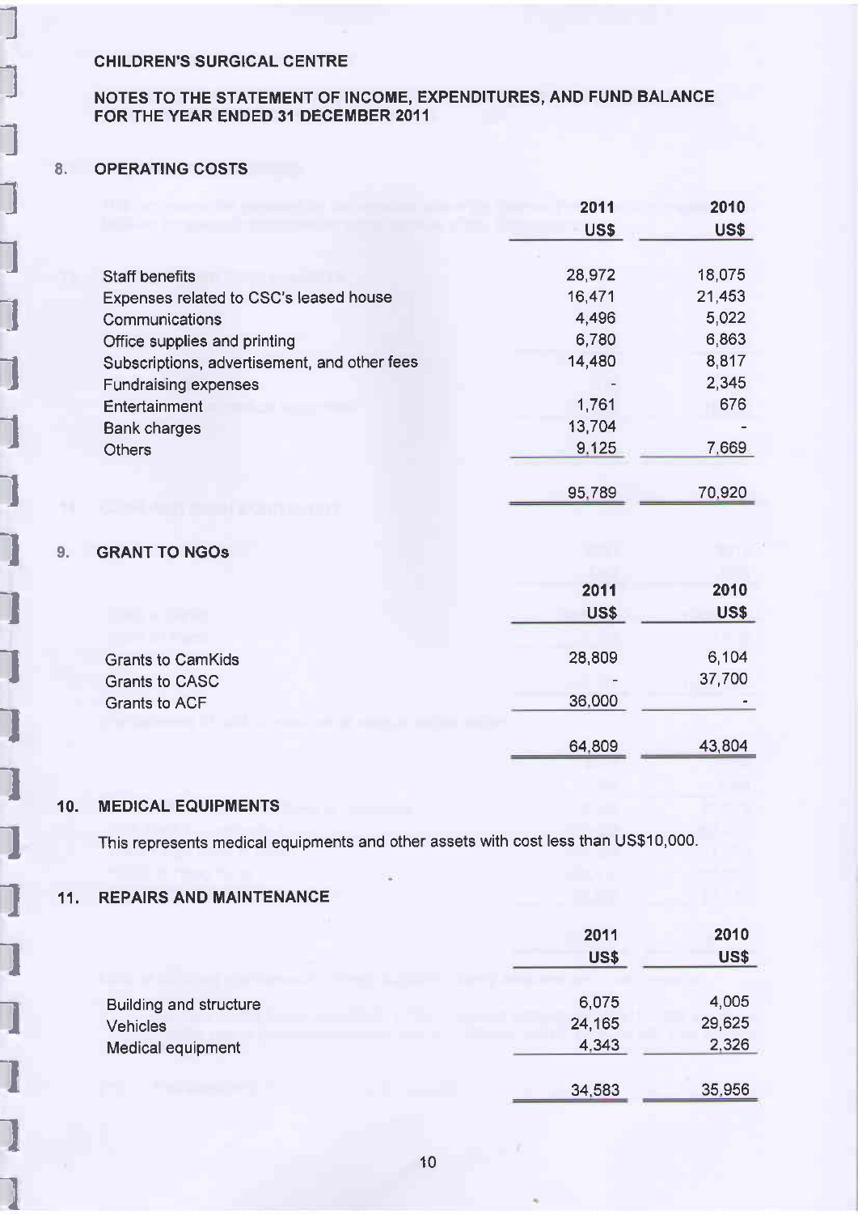# CHILDREN'S SURGICAL CENTRE

## NOTES TO THE STATEMENT OF INCOME, EXPENDITURES, AND FUND BALANCE FOR THE YEAR ENDED 31 DECEMBER 2011

### 8. OPERATING COSTS

| | 2011 US$ | 2010 US$ |
|---|---|---|
| Staff benefits | 28,972 | 18,075 |
| Expenses related to CSC's leased house | 16,471 | 21,453 |
| Communications | 4,496 | 5,022 |
| Office supplies and printing | 6,780 | 6,863 |
| Subscriptions, advertisement, and other fees | 14,480 | 8,817 |
| Fundraising expenses | - | 2,345 |
| Entertainment | 1,761 | 676 |
| Bank charges | 13,704 | - |
| Others | 9,125 | 7,669 |
| | 95,789 | 70,920 |

### 9. GRANT TO NGOs

| | 2011 US$ | 2010 US$ |
|---|---|---|
| Grants to CamKids | 28,809 | 6,104 |
| Grants to CASC | - | 37,700 |
| Grants to ACF | 36,000 | - |
| | 64,809 | 43,804 |

### 10. MEDICAL EQUIPMENTS

This represents medical equipments and other assets with cost less than US$10,000.

### 11. REPAIRS AND MAINTENANCE

| | 2011 US$ | 2010 US$ |
|---|---|---|
| Building and structure | 6,075 | 4,005 |
| Vehicles | 24,165 | 29,625 |
| Medical equipment | 4,343 | 2,326 |
| | 34,583 | 35,956 |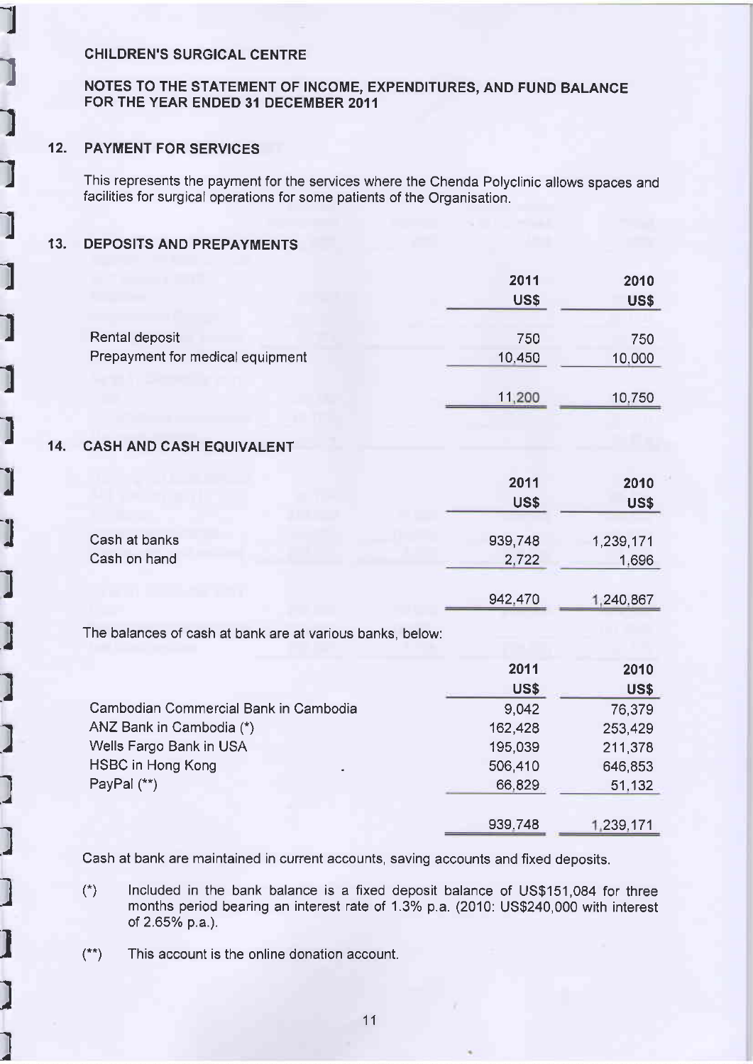CHILDREN'S SURGICAL CENTRE

NOTES TO THE STATEMENT OF INCOME, EXPENDITURES, AND FUND BALANCE FOR THE YEAR ENDED 31 DECEMBER 2011

## 12. PAYMENT FOR SERVICES

This represents the payment for the services where the Chenda Polyclinic allows spaces and facilities for surgical operations for some patients of the Organisation.

## 13. DEPOSITS AND PREPAYMENTS

| | 2011 US$ | 2010 US$ |
|---|---|---|
| Rental deposit | 750 | 750 |
| Prepayment for medical equipment | 10,450 | 10,000 |
| | 11,200 | 10,750 |

## 14. CASH AND CASH EQUIVALENT

| | 2011 US$ | 2010 US$ |
|---|---|---|
| Cash at banks | 939,748 | 1,239,171 |
| Cash on hand | 2,722 | 1,696 |
| | 942,470 | 1,240,867 |

The balances of cash at bank are at various banks, below:

| | 2011 US$ | 2010 US$ |
|---|---|---|
| Cambodian Commercial Bank in Cambodia | 9,042 | 76,379 |
| ANZ Bank in Cambodia (*) | 162,428 | 253,429 |
| Wells Fargo Bank in USA | 195,039 | 211,378 |
| HSBC in Hong Kong | 506,410 | 646,853 |
| PayPal (**) | 66,829 | 51,132 |
| | 939,748 | 1,239,171 |

Cash at bank are maintained in current accounts, saving accounts and fixed deposits.

(*) Included in the bank balance is a fixed deposit balance of US$151,084 for three months period bearing an interest rate of 1.3% p.a. (2010: US$240,000 with interest of 2.65% p.a.).

(**) This account is the online donation account.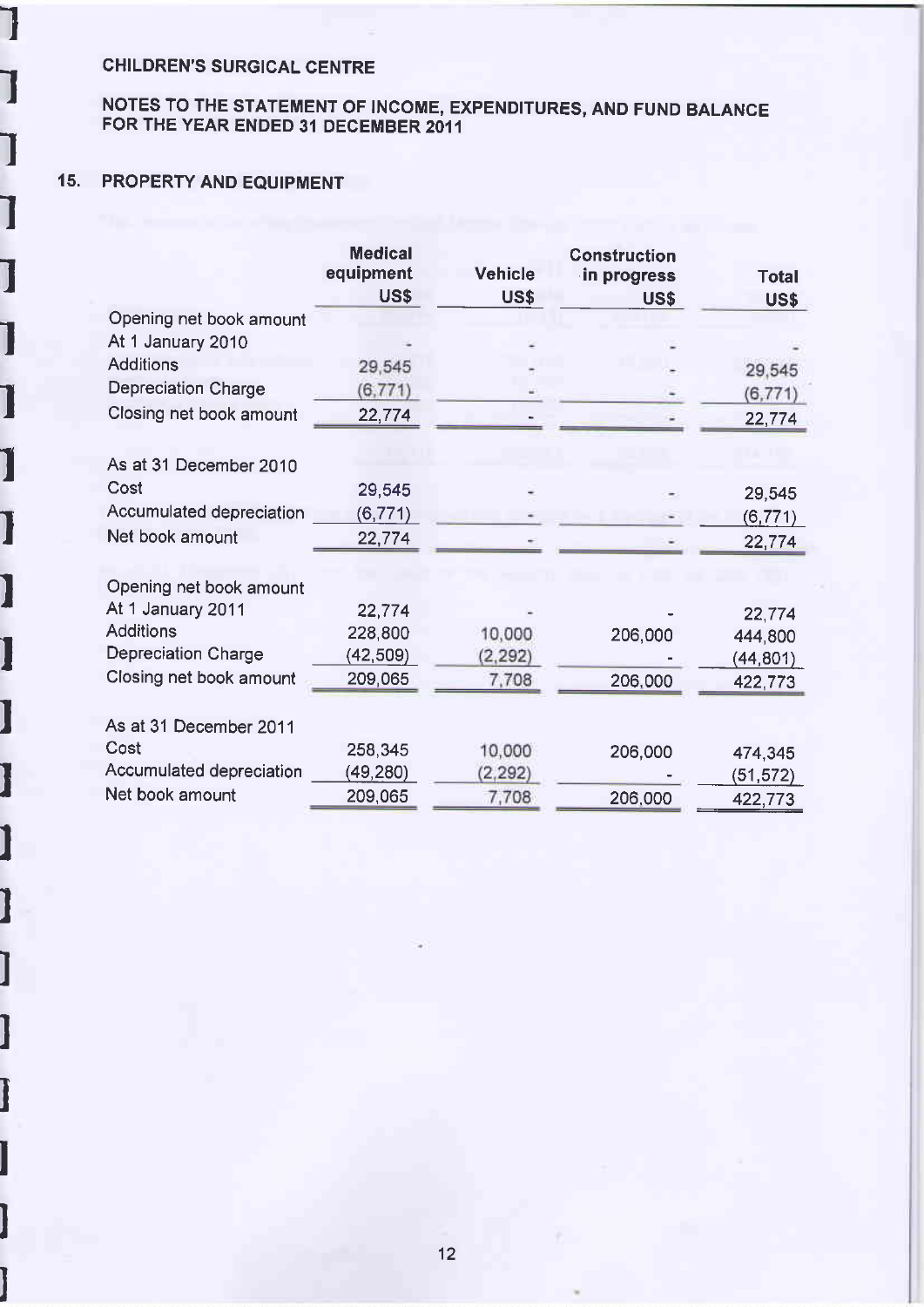# CHILDREN'S SURGICAL CENTRE

## NOTES TO THE STATEMENT OF INCOME, EXPENDITURES, AND FUND BALANCE FOR THE YEAR ENDED 31 DECEMBER 2011

### 15. PROPERTY AND EQUIPMENT

| | Medical equipment US$ | Vehicle US$ | Construction in progress US$ | Total US$ |
|---|---|---|---|---|
| Opening net book amount | | | | |
| At 1 January 2010 | - | - | - | - |
| Additions | 29,545 | - | - | 29,545 |
| Depreciation Charge | (6,771) | - | - | (6,771) |
| Closing net book amount | 22,774 | - | - | 22,774 |
| | | | | |
| As at 31 December 2010 | | | | |
| Cost | 29,545 | - | - | 29,545 |
| Accumulated depreciation | (6,771) | - | - | (6,771) |
| Net book amount | 22,774 | - | - | 22,774 |
| | | | | |
| Opening net book amount | | | | |
| At 1 January 2011 | 22,774 | - | - | 22,774 |
| Additions | 228,800 | 10,000 | 206,000 | 444,800 |
| Depreciation Charge | (42,509) | (2,292) | - | (44,801) |
| Closing net book amount | 209,065 | 7,708 | 206,000 | 422,773 |
| | | | | |
| As at 31 December 2011 | | | | |
| Cost | 258,345 | 10,000 | 206,000 | 474,345 |
| Accumulated depreciation | (49,280) | (2,292) | - | (51,572) |
| Net book amount | 209,065 | 7,708 | 206,000 | 422,773 |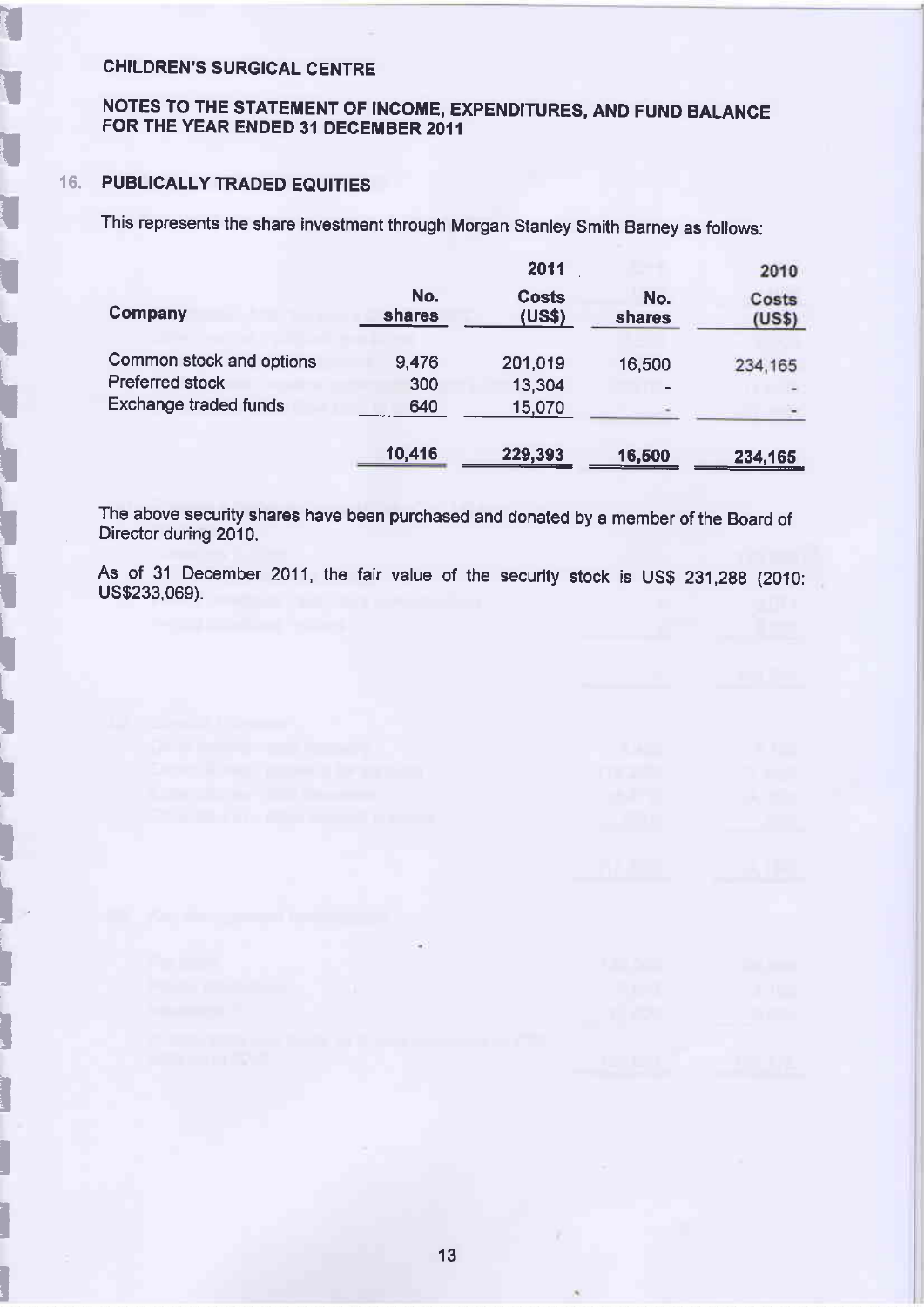CHILDREN'S SURGICAL CENTRE

NOTES TO THE STATEMENT OF INCOME, EXPENDITURES, AND FUND BALANCE FOR THE YEAR ENDED 31 DECEMBER 2011

## 16. PUBLICALLY TRADED EQUITIES

This represents the share investment through Morgan Stanley Smith Barney as follows:

| | 2011 | | 2010 | |
|---|---|---|---|---|
| Company | No. shares | Costs (US$) | No. shares | Costs (US$) |
| Common stock and options | 9,476 | 201,019 | 16,500 | 234,165 |
| Preferred stock | 300 | 13,304 | - | - |
| Exchange traded funds | 640 | 15,070 | - | - |
| | 10,416 | 229,393 | 16,500 | 234,165 |

The above security shares have been purchased and donated by a member of the Board of Director during 2010.

As of 31 December 2011, the fair value of the security stock is US$ 231,288 (2010: US$233,069).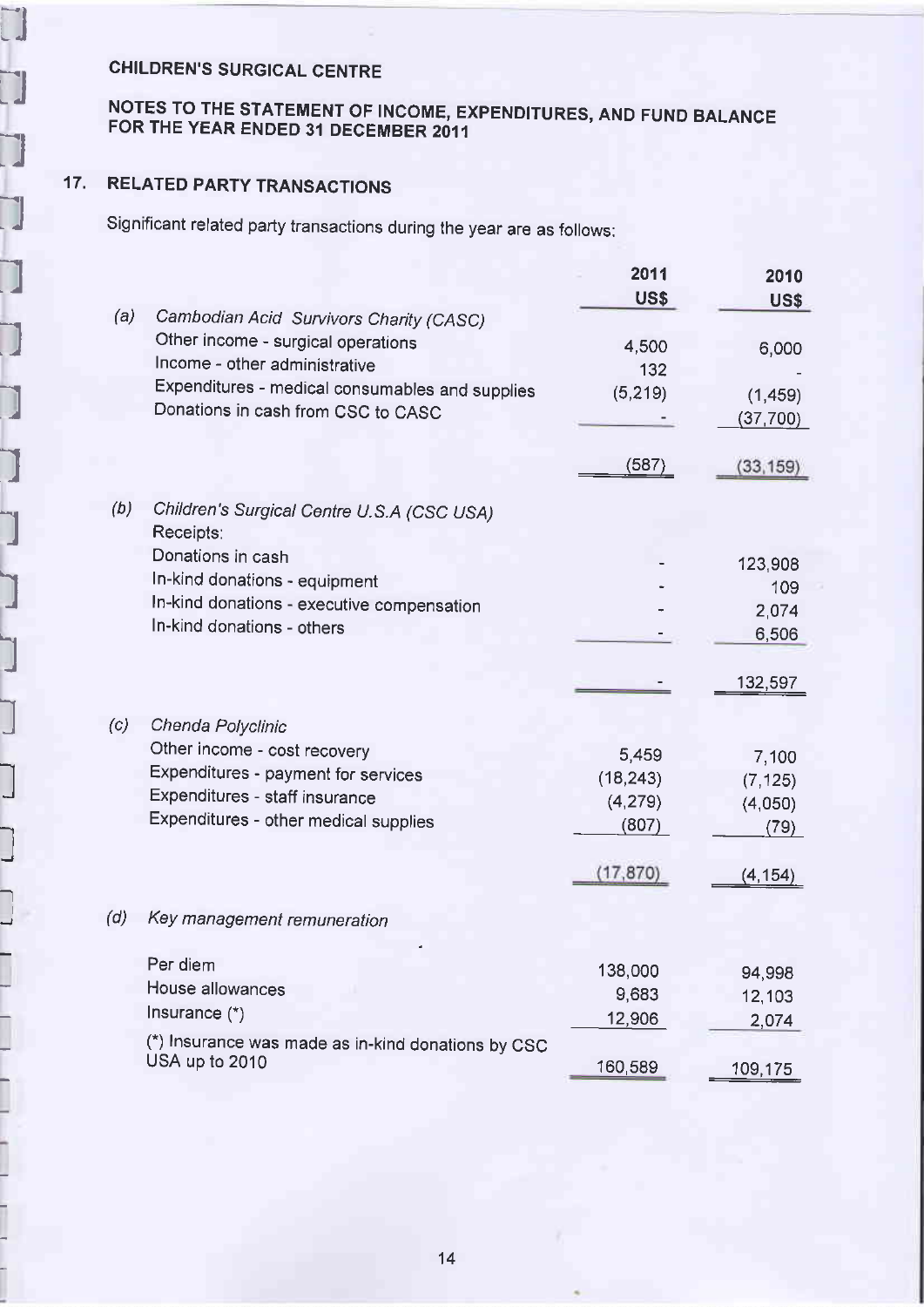CHILDREN'S SURGICAL CENTRE

NOTES TO THE STATEMENT OF INCOME, EXPENDITURES, AND FUND BALANCE FOR THE YEAR ENDED 31 DECEMBER 2011

## 17. RELATED PARTY TRANSACTIONS

Significant related party transactions during the year are as follows:

| | | 2011 US$ | 2010 US$ |
|---|---|---|---|
| (a) | *Cambodian Acid Survivors Charity (CASC)* | | |
| | Other income - surgical operations | 4,500 | 6,000 |
| | Income - other administrative | 132 | - |
| | Expenditures - medical consumables and supplies | (5,219) | (1,459) |
| | Donations in cash from CSC to CASC | - | (37,700) |
| | | (587) | (33,159) |
| (b) | *Children's Surgical Centre U.S.A (CSC USA)* | | |
| | Receipts: | | |
| | Donations in cash | - | 123,908 |
| | In-kind donations - equipment | - | 109 |
| | In-kind donations - executive compensation | - | 2,074 |
| | In-kind donations - others | - | 6,506 |
| | | - | 132,597 |
| (c) | *Chenda Polyclinic* | | |
| | Other income - cost recovery | 5,459 | 7,100 |
| | Expenditures - payment for services | (18,243) | (7,125) |
| | Expenditures - staff insurance | (4,279) | (4,050) |
| | Expenditures - other medical supplies | (807) | (79) |
| | | (17,870) | (4,154) |
| (d) | *Key management remuneration* | | |
| | Per diem | 138,000 | 94,998 |
| | House allowances | 9,683 | 12,103 |
| | Insurance (*) | 12,906 | 2,074 |
| | (*) Insurance was made as in-kind donations by CSC USA up to 2010 | 160,589 | 109,175 |